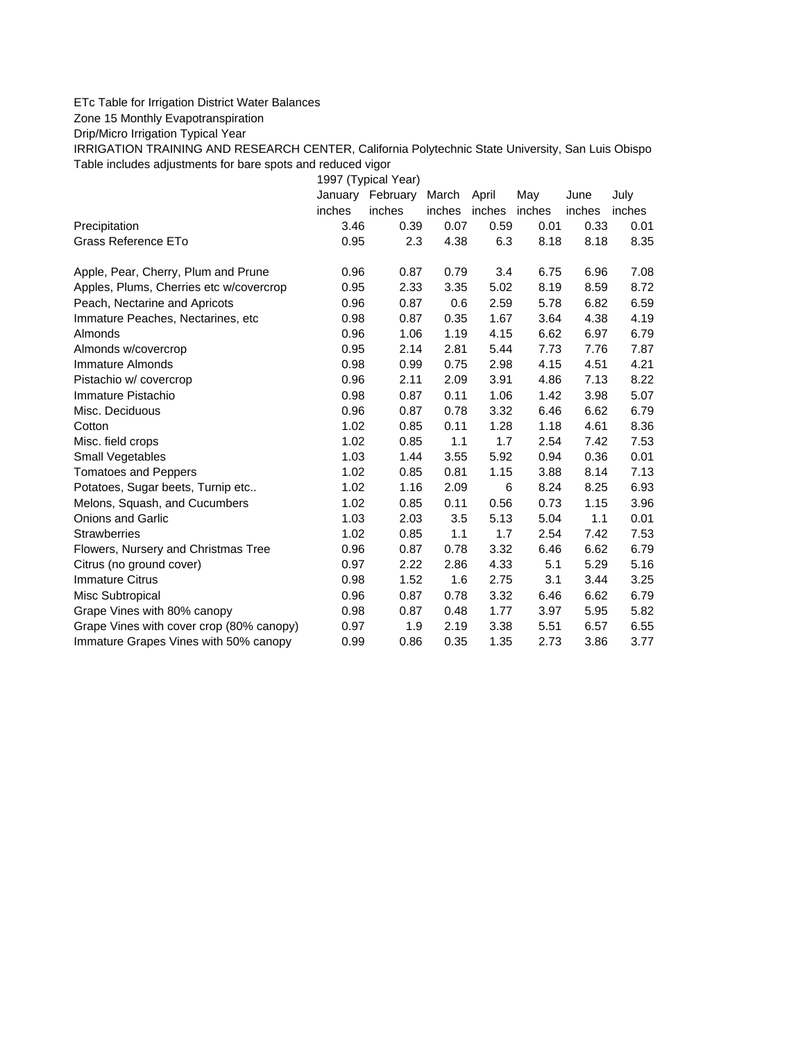ETc Table for Irrigation District Water Balances

Zone 15 Monthly Evapotranspiration

Drip/Micro Irrigation Typical Year

IRRIGATION TRAINING AND RESEARCH CENTER, California Polytechnic State University, San Luis Obispo

Table includes adjustments for bare spots and reduced vigor

| | 1997 (Typical Year) | | | | | | |
|---|---|---|---|---|---|---|---|
| | January | February | March | April | May | June | July |
| | inches | inches | inches | inches | inches | inches | inches |
| Precipitation | 3.46 | 0.39 | 0.07 | 0.59 | 0.01 | 0.33 | 0.01 |
| Grass Reference ETo | 0.95 | 2.3 | 4.38 | 6.3 | 8.18 | 8.18 | 8.35 |
| | | | | | | | |
| Apple, Pear, Cherry, Plum and Prune | 0.96 | 0.87 | 0.79 | 3.4 | 6.75 | 6.96 | 7.08 |
| Apples, Plums, Cherries etc w/covercrop | 0.95 | 2.33 | 3.35 | 5.02 | 8.19 | 8.59 | 8.72 |
| Peach, Nectarine and Apricots | 0.96 | 0.87 | 0.6 | 2.59 | 5.78 | 6.82 | 6.59 |
| Immature Peaches, Nectarines, etc | 0.98 | 0.87 | 0.35 | 1.67 | 3.64 | 4.38 | 4.19 |
| Almonds | 0.96 | 1.06 | 1.19 | 4.15 | 6.62 | 6.97 | 6.79 |
| Almonds w/covercrop | 0.95 | 2.14 | 2.81 | 5.44 | 7.73 | 7.76 | 7.87 |
| Immature Almonds | 0.98 | 0.99 | 0.75 | 2.98 | 4.15 | 4.51 | 4.21 |
| Pistachio w/ covercrop | 0.96 | 2.11 | 2.09 | 3.91 | 4.86 | 7.13 | 8.22 |
| Immature Pistachio | 0.98 | 0.87 | 0.11 | 1.06 | 1.42 | 3.98 | 5.07 |
| Misc. Deciduous | 0.96 | 0.87 | 0.78 | 3.32 | 6.46 | 6.62 | 6.79 |
| Cotton | 1.02 | 0.85 | 0.11 | 1.28 | 1.18 | 4.61 | 8.36 |
| Misc. field crops | 1.02 | 0.85 | 1.1 | 1.7 | 2.54 | 7.42 | 7.53 |
| Small Vegetables | 1.03 | 1.44 | 3.55 | 5.92 | 0.94 | 0.36 | 0.01 |
| Tomatoes and Peppers | 1.02 | 0.85 | 0.81 | 1.15 | 3.88 | 8.14 | 7.13 |
| Potatoes, Sugar beets, Turnip etc.. | 1.02 | 1.16 | 2.09 | 6 | 8.24 | 8.25 | 6.93 |
| Melons, Squash, and Cucumbers | 1.02 | 0.85 | 0.11 | 0.56 | 0.73 | 1.15 | 3.96 |
| Onions and Garlic | 1.03 | 2.03 | 3.5 | 5.13 | 5.04 | 1.1 | 0.01 |
| Strawberries | 1.02 | 0.85 | 1.1 | 1.7 | 2.54 | 7.42 | 7.53 |
| Flowers, Nursery and Christmas Tree | 0.96 | 0.87 | 0.78 | 3.32 | 6.46 | 6.62 | 6.79 |
| Citrus (no ground cover) | 0.97 | 2.22 | 2.86 | 4.33 | 5.1 | 5.29 | 5.16 |
| Immature Citrus | 0.98 | 1.52 | 1.6 | 2.75 | 3.1 | 3.44 | 3.25 |
| Misc Subtropical | 0.96 | 0.87 | 0.78 | 3.32 | 6.46 | 6.62 | 6.79 |
| Grape Vines with 80% canopy | 0.98 | 0.87 | 0.48 | 1.77 | 3.97 | 5.95 | 5.82 |
| Grape Vines with cover crop (80% canopy) | 0.97 | 1.9 | 2.19 | 3.38 | 5.51 | 6.57 | 6.55 |
| Immature Grapes Vines with 50% canopy | 0.99 | 0.86 | 0.35 | 1.35 | 2.73 | 3.86 | 3.77 |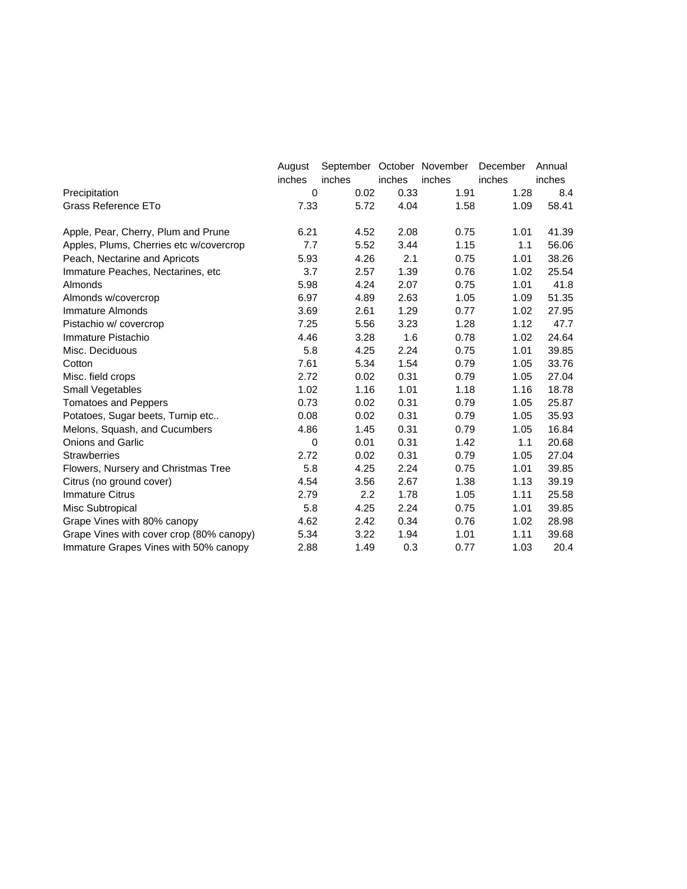| | August inches | September inches | October inches | November inches | December inches | Annual inches |
|---|---|---|---|---|---|---|
| Precipitation | 0 | 0.02 | 0.33 | 1.91 | 1.28 | 8.4 |
| Grass Reference ETo | 7.33 | 5.72 | 4.04 | 1.58 | 1.09 | 58.41 |
| | | | | | | |
| Apple, Pear, Cherry, Plum and Prune | 6.21 | 4.52 | 2.08 | 0.75 | 1.01 | 41.39 |
| Apples, Plums, Cherries etc w/covercrop | 7.7 | 5.52 | 3.44 | 1.15 | 1.1 | 56.06 |
| Peach, Nectarine and Apricots | 5.93 | 4.26 | 2.1 | 0.75 | 1.01 | 38.26 |
| Immature Peaches, Nectarines, etc | 3.7 | 2.57 | 1.39 | 0.76 | 1.02 | 25.54 |
| Almonds | 5.98 | 4.24 | 2.07 | 0.75 | 1.01 | 41.8 |
| Almonds w/covercrop | 6.97 | 4.89 | 2.63 | 1.05 | 1.09 | 51.35 |
| Immature Almonds | 3.69 | 2.61 | 1.29 | 0.77 | 1.02 | 27.95 |
| Pistachio w/ covercrop | 7.25 | 5.56 | 3.23 | 1.28 | 1.12 | 47.7 |
| Immature Pistachio | 4.46 | 3.28 | 1.6 | 0.78 | 1.02 | 24.64 |
| Misc. Deciduous | 5.8 | 4.25 | 2.24 | 0.75 | 1.01 | 39.85 |
| Cotton | 7.61 | 5.34 | 1.54 | 0.79 | 1.05 | 33.76 |
| Misc. field crops | 2.72 | 0.02 | 0.31 | 0.79 | 1.05 | 27.04 |
| Small Vegetables | 1.02 | 1.16 | 1.01 | 1.18 | 1.16 | 18.78 |
| Tomatoes and Peppers | 0.73 | 0.02 | 0.31 | 0.79 | 1.05 | 25.87 |
| Potatoes, Sugar beets, Turnip etc.. | 0.08 | 0.02 | 0.31 | 0.79 | 1.05 | 35.93 |
| Melons, Squash, and Cucumbers | 4.86 | 1.45 | 0.31 | 0.79 | 1.05 | 16.84 |
| Onions and Garlic | 0 | 0.01 | 0.31 | 1.42 | 1.1 | 20.68 |
| Strawberries | 2.72 | 0.02 | 0.31 | 0.79 | 1.05 | 27.04 |
| Flowers, Nursery and Christmas Tree | 5.8 | 4.25 | 2.24 | 0.75 | 1.01 | 39.85 |
| Citrus (no ground cover) | 4.54 | 3.56 | 2.67 | 1.38 | 1.13 | 39.19 |
| Immature Citrus | 2.79 | 2.2 | 1.78 | 1.05 | 1.11 | 25.58 |
| Misc Subtropical | 5.8 | 4.25 | 2.24 | 0.75 | 1.01 | 39.85 |
| Grape Vines with 80% canopy | 4.62 | 2.42 | 0.34 | 0.76 | 1.02 | 28.98 |
| Grape Vines with cover crop (80% canopy) | 5.34 | 3.22 | 1.94 | 1.01 | 1.11 | 39.68 |
| Immature Grapes Vines with 50% canopy | 2.88 | 1.49 | 0.3 | 0.77 | 1.03 | 20.4 |